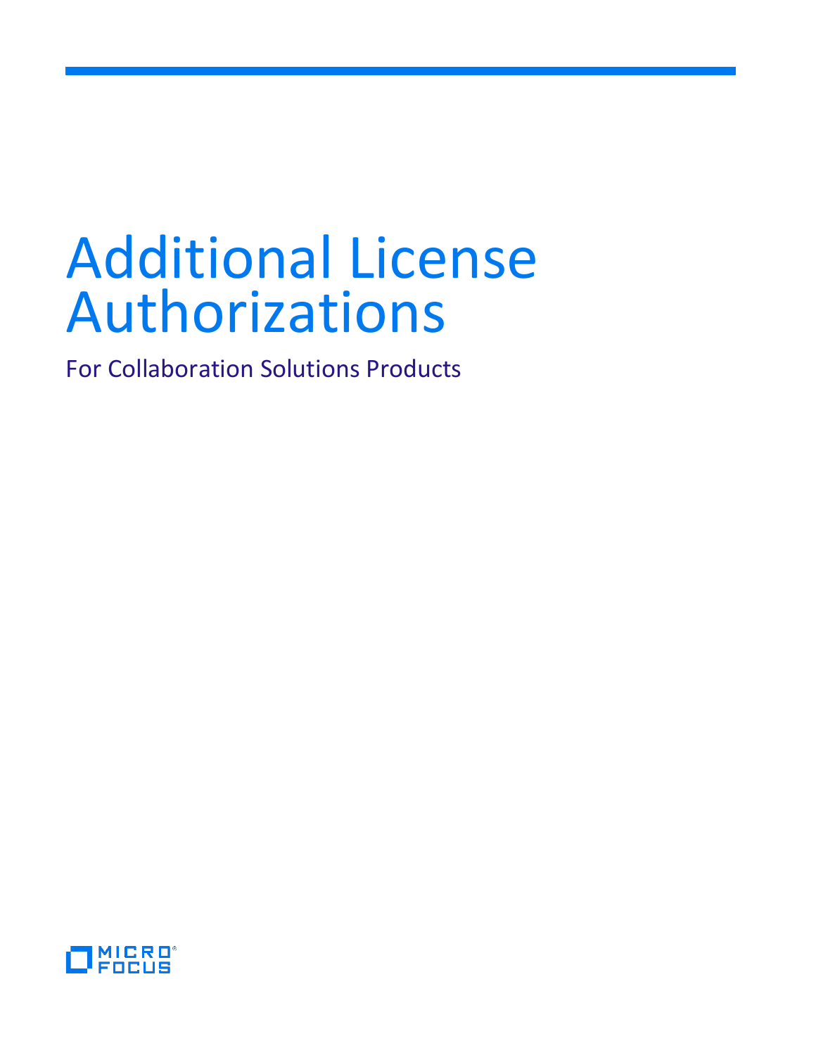# Additional License Authorizations

For Collaboration Solutions Products

MICRO FOCUS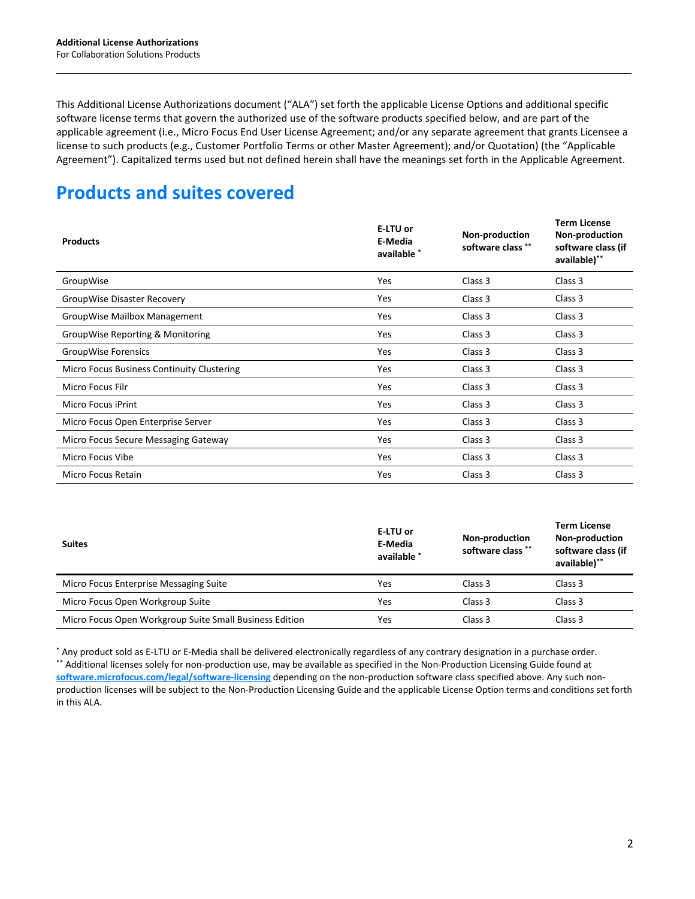This Additional License Authorizations document ("ALA") set forth the applicable License Options and additional specific software license terms that govern the authorized use of the software products specified below, and are part of the applicable agreement (i.e., Micro Focus End User License Agreement; and/or any separate agreement that grants Licensee a license to such products (e.g., Customer Portfolio Terms or other Master Agreement); and/or Quotation) (the "Applicable Agreement"). Capitalized terms used but not defined herein shall have the meanings set forth in the Applicable Agreement.

# Products and suites covered

| Products | E-LTU or E-Media available * | Non-production software class ** | Term License Non-production software class (if available)** |
|---|---|---|---|
| GroupWise | Yes | Class 3 | Class 3 |
| GroupWise Disaster Recovery | Yes | Class 3 | Class 3 |
| GroupWise Mailbox Management | Yes | Class 3 | Class 3 |
| GroupWise Reporting & Monitoring | Yes | Class 3 | Class 3 |
| GroupWise Forensics | Yes | Class 3 | Class 3 |
| Micro Focus Business Continuity Clustering | Yes | Class 3 | Class 3 |
| Micro Focus Filr | Yes | Class 3 | Class 3 |
| Micro Focus iPrint | Yes | Class 3 | Class 3 |
| Micro Focus Open Enterprise Server | Yes | Class 3 | Class 3 |
| Micro Focus Secure Messaging Gateway | Yes | Class 3 | Class 3 |
| Micro Focus Vibe | Yes | Class 3 | Class 3 |
| Micro Focus Retain | Yes | Class 3 | Class 3 |

| Suites | E-LTU or E-Media available * | Non-production software class ** | Term License Non-production software class (if available)** |
|---|---|---|---|
| Micro Focus Enterprise Messaging Suite | Yes | Class 3 | Class 3 |
| Micro Focus Open Workgroup Suite | Yes | Class 3 | Class 3 |
| Micro Focus Open Workgroup Suite Small Business Edition | Yes | Class 3 | Class 3 |

* Any product sold as E-LTU or E-Media shall be delivered electronically regardless of any contrary designation in a purchase order.
** Additional licenses solely for non-production use, may be available as specified in the Non-Production Licensing Guide found at **software.microfocus.com/legal/software-licensing** depending on the non-production software class specified above. Any such non-production licenses will be subject to the Non-Production Licensing Guide and the applicable License Option terms and conditions set forth in this ALA.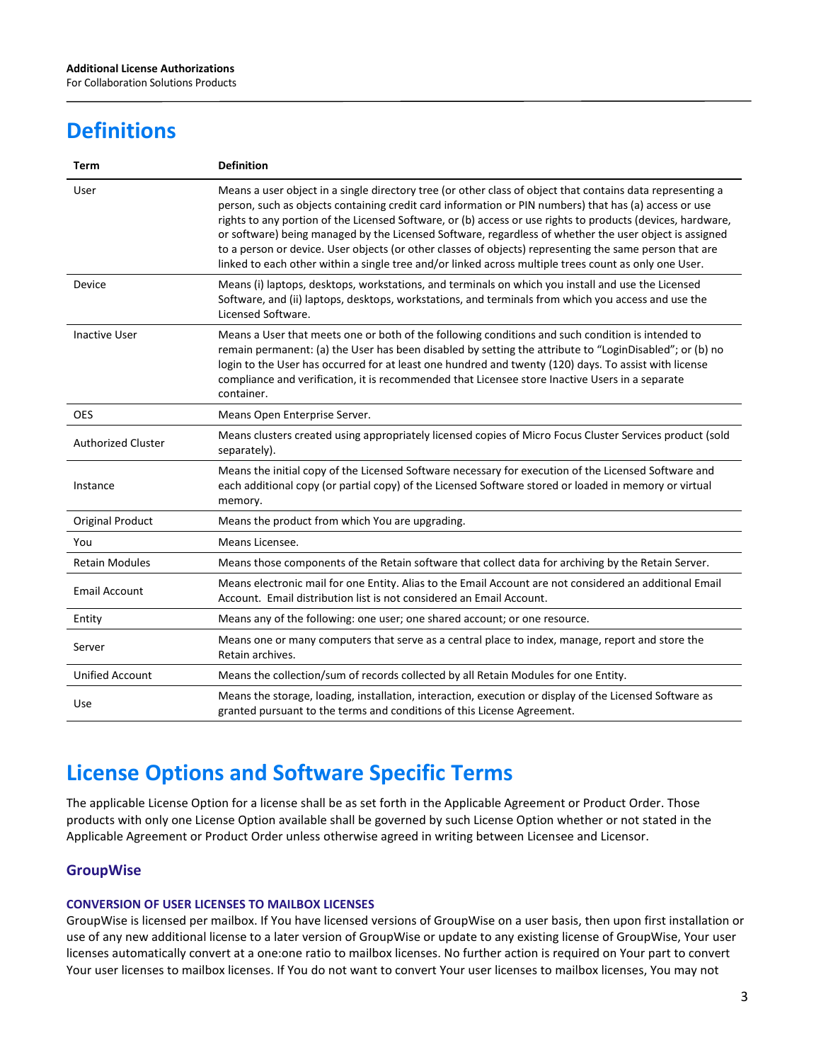# Definitions

| Term | Definition |
| --- | --- |
| User | Means a user object in a single directory tree (or other class of object that contains data representing a person, such as objects containing credit card information or PIN numbers) that has (a) access or use rights to any portion of the Licensed Software, or (b) access or use rights to products (devices, hardware, or software) being managed by the Licensed Software, regardless of whether the user object is assigned to a person or device. User objects (or other classes of objects) representing the same person that are linked to each other within a single tree and/or linked across multiple trees count as only one User. |
| Device | Means (i) laptops, desktops, workstations, and terminals on which you install and use the Licensed Software, and (ii) laptops, desktops, workstations, and terminals from which you access and use the Licensed Software. |
| Inactive User | Means a User that meets one or both of the following conditions and such condition is intended to remain permanent: (a) the User has been disabled by setting the attribute to "LoginDisabled"; or (b) no login to the User has occurred for at least one hundred and twenty (120) days. To assist with license compliance and verification, it is recommended that Licensee store Inactive Users in a separate container. |
| OES | Means Open Enterprise Server. |
| Authorized Cluster | Means clusters created using appropriately licensed copies of Micro Focus Cluster Services product (sold separately). |
| Instance | Means the initial copy of the Licensed Software necessary for execution of the Licensed Software and each additional copy (or partial copy) of the Licensed Software stored or loaded in memory or virtual memory. |
| Original Product | Means the product from which You are upgrading. |
| You | Means Licensee. |
| Retain Modules | Means those components of the Retain software that collect data for archiving by the Retain Server. |
| Email Account | Means electronic mail for one Entity. Alias to the Email Account are not considered an additional Email Account. Email distribution list is not considered an Email Account. |
| Entity | Means any of the following: one user; one shared account; or one resource. |
| Server | Means one or many computers that serve as a central place to index, manage, report and store the Retain archives. |
| Unified Account | Means the collection/sum of records collected by all Retain Modules for one Entity. |
| Use | Means the storage, loading, installation, interaction, execution or display of the Licensed Software as granted pursuant to the terms and conditions of this License Agreement. |

# License Options and Software Specific Terms

The applicable License Option for a license shall be as set forth in the Applicable Agreement or Product Order. Those products with only one License Option available shall be governed by such License Option whether or not stated in the Applicable Agreement or Product Order unless otherwise agreed in writing between Licensee and Licensor.

## GroupWise

#### CONVERSION OF USER LICENSES TO MAILBOX LICENSES

GroupWise is licensed per mailbox. If You have licensed versions of GroupWise on a user basis, then upon first installation or use of any new additional license to a later version of GroupWise or update to any existing license of GroupWise, Your user licenses automatically convert at a one:one ratio to mailbox licenses. No further action is required on Your part to convert Your user licenses to mailbox licenses. If You do not want to convert Your user licenses to mailbox licenses, You may not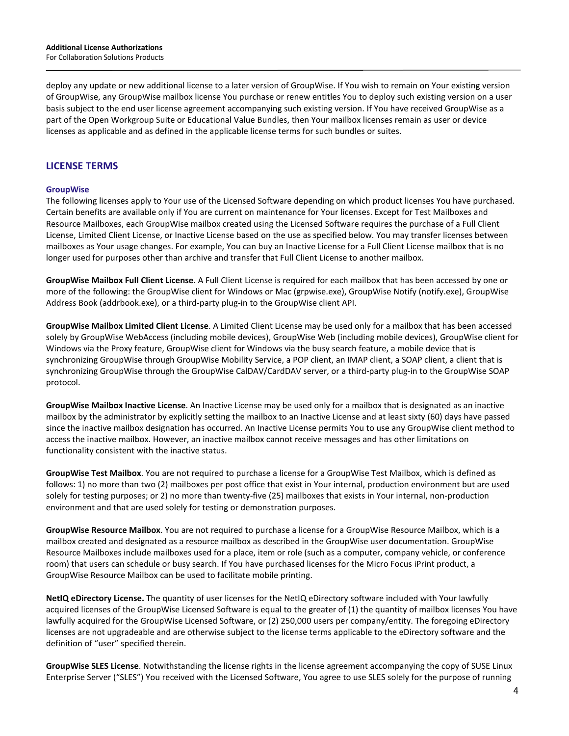deploy any update or new additional license to a later version of GroupWise. If You wish to remain on Your existing version of GroupWise, any GroupWise mailbox license You purchase or renew entitles You to deploy such existing version on a user basis subject to the end user license agreement accompanying such existing version. If You have received GroupWise as a part of the Open Workgroup Suite or Educational Value Bundles, then Your mailbox licenses remain as user or device licenses as applicable and as defined in the applicable license terms for such bundles or suites.

## LICENSE TERMS

### GroupWise

The following licenses apply to Your use of the Licensed Software depending on which product licenses You have purchased. Certain benefits are available only if You are current on maintenance for Your licenses. Except for Test Mailboxes and Resource Mailboxes, each GroupWise mailbox created using the Licensed Software requires the purchase of a Full Client License, Limited Client License, or Inactive License based on the use as specified below. You may transfer licenses between mailboxes as Your usage changes. For example, You can buy an Inactive License for a Full Client License mailbox that is no longer used for purposes other than archive and transfer that Full Client License to another mailbox.

**GroupWise Mailbox Full Client License**. A Full Client License is required for each mailbox that has been accessed by one or more of the following: the GroupWise client for Windows or Mac (grpwise.exe), GroupWise Notify (notify.exe), GroupWise Address Book (addrbook.exe), or a third-party plug-in to the GroupWise client API.

**GroupWise Mailbox Limited Client License**. A Limited Client License may be used only for a mailbox that has been accessed solely by GroupWise WebAccess (including mobile devices), GroupWise Web (including mobile devices), GroupWise client for Windows via the Proxy feature, GroupWise client for Windows via the busy search feature, a mobile device that is synchronizing GroupWise through GroupWise Mobility Service, a POP client, an IMAP client, a SOAP client, a client that is synchronizing GroupWise through the GroupWise CalDAV/CardDAV server, or a third-party plug-in to the GroupWise SOAP protocol.

**GroupWise Mailbox Inactive License**. An Inactive License may be used only for a mailbox that is designated as an inactive mailbox by the administrator by explicitly setting the mailbox to an Inactive License and at least sixty (60) days have passed since the inactive mailbox designation has occurred. An Inactive License permits You to use any GroupWise client method to access the inactive mailbox. However, an inactive mailbox cannot receive messages and has other limitations on functionality consistent with the inactive status.

**GroupWise Test Mailbox**. You are not required to purchase a license for a GroupWise Test Mailbox, which is defined as follows: 1) no more than two (2) mailboxes per post office that exist in Your internal, production environment but are used solely for testing purposes; or 2) no more than twenty-five (25) mailboxes that exists in Your internal, non-production environment and that are used solely for testing or demonstration purposes.

**GroupWise Resource Mailbox**. You are not required to purchase a license for a GroupWise Resource Mailbox, which is a mailbox created and designated as a resource mailbox as described in the GroupWise user documentation. GroupWise Resource Mailboxes include mailboxes used for a place, item or role (such as a computer, company vehicle, or conference room) that users can schedule or busy search. If You have purchased licenses for the Micro Focus iPrint product, a GroupWise Resource Mailbox can be used to facilitate mobile printing.

**NetIQ eDirectory License.** The quantity of user licenses for the NetIQ eDirectory software included with Your lawfully acquired licenses of the GroupWise Licensed Software is equal to the greater of (1) the quantity of mailbox licenses You have lawfully acquired for the GroupWise Licensed Software, or (2) 250,000 users per company/entity. The foregoing eDirectory licenses are not upgradeable and are otherwise subject to the license terms applicable to the eDirectory software and the definition of "user" specified therein.

**GroupWise SLES License**. Notwithstanding the license rights in the license agreement accompanying the copy of SUSE Linux Enterprise Server ("SLES") You received with the Licensed Software, You agree to use SLES solely for the purpose of running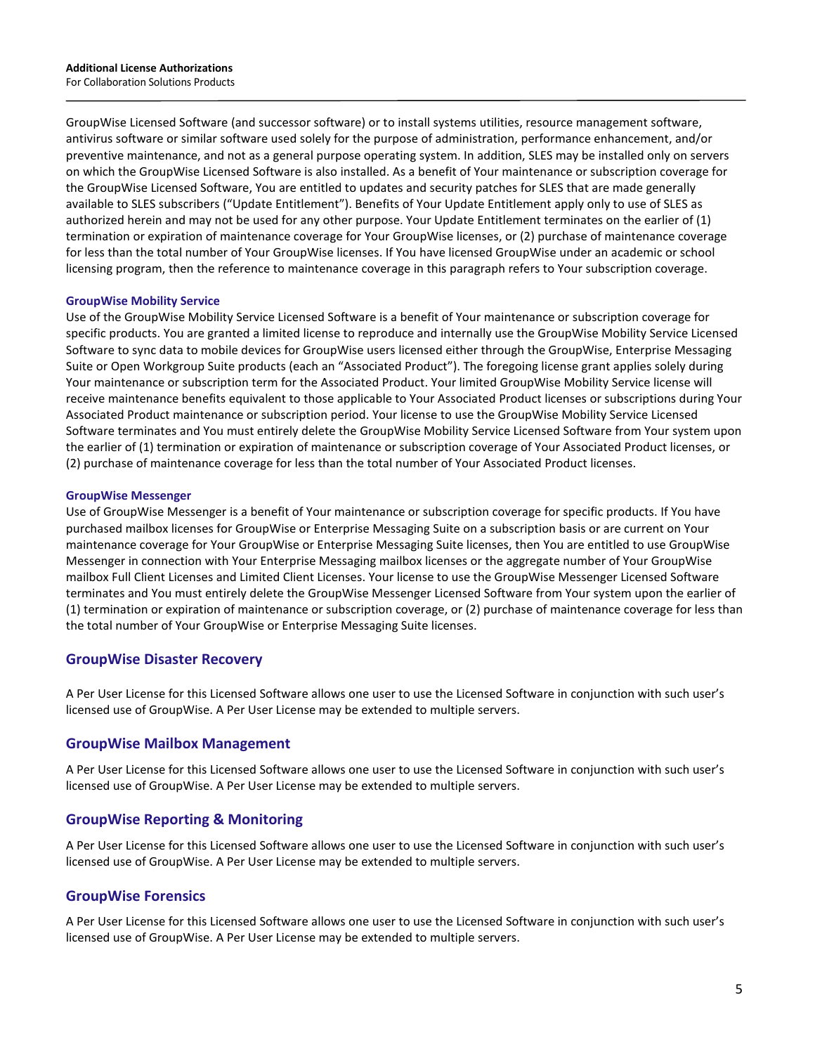GroupWise Licensed Software (and successor software) or to install systems utilities, resource management software, antivirus software or similar software used solely for the purpose of administration, performance enhancement, and/or preventive maintenance, and not as a general purpose operating system. In addition, SLES may be installed only on servers on which the GroupWise Licensed Software is also installed. As a benefit of Your maintenance or subscription coverage for the GroupWise Licensed Software, You are entitled to updates and security patches for SLES that are made generally available to SLES subscribers ("Update Entitlement"). Benefits of Your Update Entitlement apply only to use of SLES as authorized herein and may not be used for any other purpose. Your Update Entitlement terminates on the earlier of (1) termination or expiration of maintenance coverage for Your GroupWise licenses, or (2) purchase of maintenance coverage for less than the total number of Your GroupWise licenses. If You have licensed GroupWise under an academic or school licensing program, then the reference to maintenance coverage in this paragraph refers to Your subscription coverage.

#### GroupWise Mobility Service

Use of the GroupWise Mobility Service Licensed Software is a benefit of Your maintenance or subscription coverage for specific products. You are granted a limited license to reproduce and internally use the GroupWise Mobility Service Licensed Software to sync data to mobile devices for GroupWise users licensed either through the GroupWise, Enterprise Messaging Suite or Open Workgroup Suite products (each an "Associated Product"). The foregoing license grant applies solely during Your maintenance or subscription term for the Associated Product. Your limited GroupWise Mobility Service license will receive maintenance benefits equivalent to those applicable to Your Associated Product licenses or subscriptions during Your Associated Product maintenance or subscription period. Your license to use the GroupWise Mobility Service Licensed Software terminates and You must entirely delete the GroupWise Mobility Service Licensed Software from Your system upon the earlier of (1) termination or expiration of maintenance or subscription coverage of Your Associated Product licenses, or (2) purchase of maintenance coverage for less than the total number of Your Associated Product licenses.

#### GroupWise Messenger

Use of GroupWise Messenger is a benefit of Your maintenance or subscription coverage for specific products. If You have purchased mailbox licenses for GroupWise or Enterprise Messaging Suite on a subscription basis or are current on Your maintenance coverage for Your GroupWise or Enterprise Messaging Suite licenses, then You are entitled to use GroupWise Messenger in connection with Your Enterprise Messaging mailbox licenses or the aggregate number of Your GroupWise mailbox Full Client Licenses and Limited Client Licenses. Your license to use the GroupWise Messenger Licensed Software terminates and You must entirely delete the GroupWise Messenger Licensed Software from Your system upon the earlier of (1) termination or expiration of maintenance or subscription coverage, or (2) purchase of maintenance coverage for less than the total number of Your GroupWise or Enterprise Messaging Suite licenses.

### GroupWise Disaster Recovery

A Per User License for this Licensed Software allows one user to use the Licensed Software in conjunction with such user's licensed use of GroupWise. A Per User License may be extended to multiple servers.

### GroupWise Mailbox Management

A Per User License for this Licensed Software allows one user to use the Licensed Software in conjunction with such user's licensed use of GroupWise. A Per User License may be extended to multiple servers.

### GroupWise Reporting & Monitoring

A Per User License for this Licensed Software allows one user to use the Licensed Software in conjunction with such user's licensed use of GroupWise. A Per User License may be extended to multiple servers.

### GroupWise Forensics

A Per User License for this Licensed Software allows one user to use the Licensed Software in conjunction with such user's licensed use of GroupWise. A Per User License may be extended to multiple servers.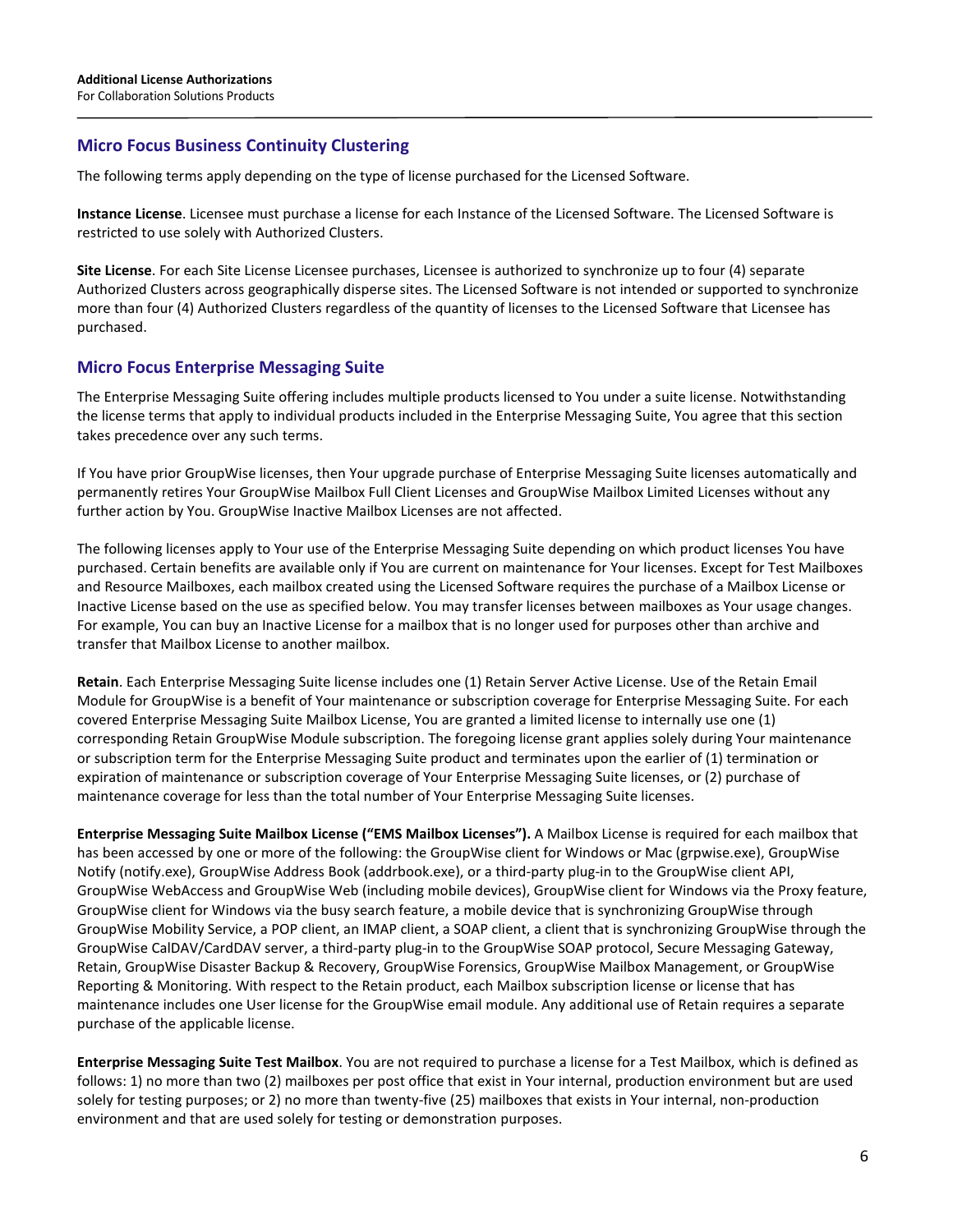## Micro Focus Business Continuity Clustering

The following terms apply depending on the type of license purchased for the Licensed Software.

**Instance License**. Licensee must purchase a license for each Instance of the Licensed Software. The Licensed Software is restricted to use solely with Authorized Clusters.

**Site License**. For each Site License Licensee purchases, Licensee is authorized to synchronize up to four (4) separate Authorized Clusters across geographically disperse sites. The Licensed Software is not intended or supported to synchronize more than four (4) Authorized Clusters regardless of the quantity of licenses to the Licensed Software that Licensee has purchased.

## Micro Focus Enterprise Messaging Suite

The Enterprise Messaging Suite offering includes multiple products licensed to You under a suite license. Notwithstanding the license terms that apply to individual products included in the Enterprise Messaging Suite, You agree that this section takes precedence over any such terms.

If You have prior GroupWise licenses, then Your upgrade purchase of Enterprise Messaging Suite licenses automatically and permanently retires Your GroupWise Mailbox Full Client Licenses and GroupWise Mailbox Limited Licenses without any further action by You. GroupWise Inactive Mailbox Licenses are not affected.

The following licenses apply to Your use of the Enterprise Messaging Suite depending on which product licenses You have purchased. Certain benefits are available only if You are current on maintenance for Your licenses. Except for Test Mailboxes and Resource Mailboxes, each mailbox created using the Licensed Software requires the purchase of a Mailbox License or Inactive License based on the use as specified below. You may transfer licenses between mailboxes as Your usage changes. For example, You can buy an Inactive License for a mailbox that is no longer used for purposes other than archive and transfer that Mailbox License to another mailbox.

**Retain**. Each Enterprise Messaging Suite license includes one (1) Retain Server Active License. Use of the Retain Email Module for GroupWise is a benefit of Your maintenance or subscription coverage for Enterprise Messaging Suite. For each covered Enterprise Messaging Suite Mailbox License, You are granted a limited license to internally use one (1) corresponding Retain GroupWise Module subscription. The foregoing license grant applies solely during Your maintenance or subscription term for the Enterprise Messaging Suite product and terminates upon the earlier of (1) termination or expiration of maintenance or subscription coverage of Your Enterprise Messaging Suite licenses, or (2) purchase of maintenance coverage for less than the total number of Your Enterprise Messaging Suite licenses.

**Enterprise Messaging Suite Mailbox License ("EMS Mailbox Licenses").** A Mailbox License is required for each mailbox that has been accessed by one or more of the following: the GroupWise client for Windows or Mac (grpwise.exe), GroupWise Notify (notify.exe), GroupWise Address Book (addrbook.exe), or a third-party plug-in to the GroupWise client API, GroupWise WebAccess and GroupWise Web (including mobile devices), GroupWise client for Windows via the Proxy feature, GroupWise client for Windows via the busy search feature, a mobile device that is synchronizing GroupWise through GroupWise Mobility Service, a POP client, an IMAP client, a SOAP client, a client that is synchronizing GroupWise through the GroupWise CalDAV/CardDAV server, a third-party plug-in to the GroupWise SOAP protocol, Secure Messaging Gateway, Retain, GroupWise Disaster Backup & Recovery, GroupWise Forensics, GroupWise Mailbox Management, or GroupWise Reporting & Monitoring. With respect to the Retain product, each Mailbox subscription license or license that has maintenance includes one User license for the GroupWise email module. Any additional use of Retain requires a separate purchase of the applicable license.

**Enterprise Messaging Suite Test Mailbox**. You are not required to purchase a license for a Test Mailbox, which is defined as follows: 1) no more than two (2) mailboxes per post office that exist in Your internal, production environment but are used solely for testing purposes; or 2) no more than twenty-five (25) mailboxes that exists in Your internal, non-production environment and that are used solely for testing or demonstration purposes.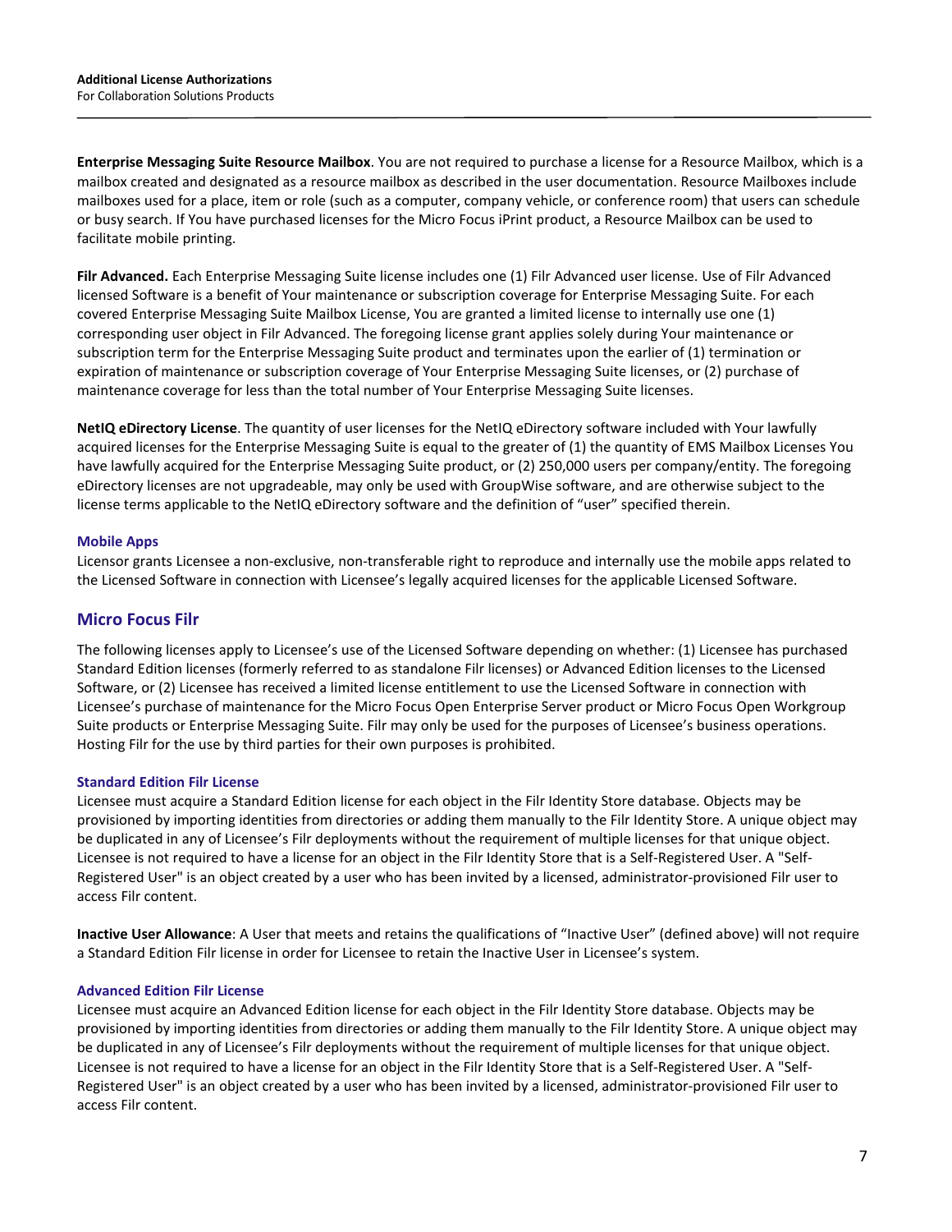**Enterprise Messaging Suite Resource Mailbox**. You are not required to purchase a license for a Resource Mailbox, which is a mailbox created and designated as a resource mailbox as described in the user documentation. Resource Mailboxes include mailboxes used for a place, item or role (such as a computer, company vehicle, or conference room) that users can schedule or busy search. If You have purchased licenses for the Micro Focus iPrint product, a Resource Mailbox can be used to facilitate mobile printing.

**Filr Advanced.** Each Enterprise Messaging Suite license includes one (1) Filr Advanced user license. Use of Filr Advanced licensed Software is a benefit of Your maintenance or subscription coverage for Enterprise Messaging Suite. For each covered Enterprise Messaging Suite Mailbox License, You are granted a limited license to internally use one (1) corresponding user object in Filr Advanced. The foregoing license grant applies solely during Your maintenance or subscription term for the Enterprise Messaging Suite product and terminates upon the earlier of (1) termination or expiration of maintenance or subscription coverage of Your Enterprise Messaging Suite licenses, or (2) purchase of maintenance coverage for less than the total number of Your Enterprise Messaging Suite licenses.

**NetIQ eDirectory License**. The quantity of user licenses for the NetIQ eDirectory software included with Your lawfully acquired licenses for the Enterprise Messaging Suite is equal to the greater of (1) the quantity of EMS Mailbox Licenses You have lawfully acquired for the Enterprise Messaging Suite product, or (2) 250,000 users per company/entity. The foregoing eDirectory licenses are not upgradeable, may only be used with GroupWise software, and are otherwise subject to the license terms applicable to the NetIQ eDirectory software and the definition of "user" specified therein.

### Mobile Apps

Licensor grants Licensee a non-exclusive, non-transferable right to reproduce and internally use the mobile apps related to the Licensed Software in connection with Licensee's legally acquired licenses for the applicable Licensed Software.

## Micro Focus Filr

The following licenses apply to Licensee's use of the Licensed Software depending on whether: (1) Licensee has purchased Standard Edition licenses (formerly referred to as standalone Filr licenses) or Advanced Edition licenses to the Licensed Software, or (2) Licensee has received a limited license entitlement to use the Licensed Software in connection with Licensee's purchase of maintenance for the Micro Focus Open Enterprise Server product or Micro Focus Open Workgroup Suite products or Enterprise Messaging Suite. Filr may only be used for the purposes of Licensee's business operations. Hosting Filr for the use by third parties for their own purposes is prohibited.

### Standard Edition Filr License

Licensee must acquire a Standard Edition license for each object in the Filr Identity Store database. Objects may be provisioned by importing identities from directories or adding them manually to the Filr Identity Store. A unique object may be duplicated in any of Licensee's Filr deployments without the requirement of multiple licenses for that unique object. Licensee is not required to have a license for an object in the Filr Identity Store that is a Self-Registered User. A "Self-Registered User" is an object created by a user who has been invited by a licensed, administrator-provisioned Filr user to access Filr content.

**Inactive User Allowance**: A User that meets and retains the qualifications of "Inactive User" (defined above) will not require a Standard Edition Filr license in order for Licensee to retain the Inactive User in Licensee's system.

### Advanced Edition Filr License

Licensee must acquire an Advanced Edition license for each object in the Filr Identity Store database. Objects may be provisioned by importing identities from directories or adding them manually to the Filr Identity Store. A unique object may be duplicated in any of Licensee's Filr deployments without the requirement of multiple licenses for that unique object. Licensee is not required to have a license for an object in the Filr Identity Store that is a Self-Registered User. A "Self-Registered User" is an object created by a user who has been invited by a licensed, administrator-provisioned Filr user to access Filr content.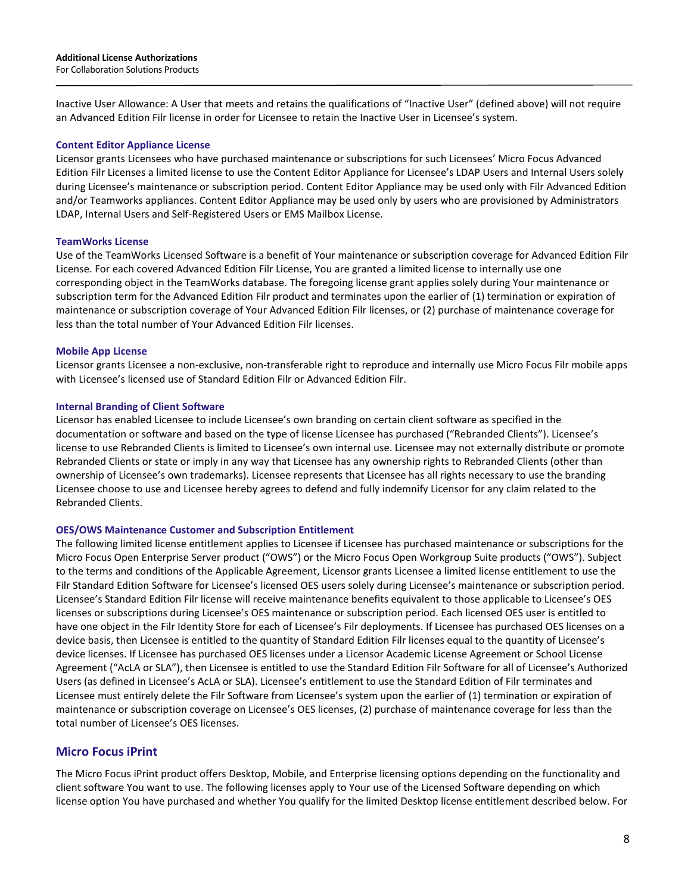Inactive User Allowance: A User that meets and retains the qualifications of "Inactive User" (defined above) will not require an Advanced Edition Filr license in order for Licensee to retain the Inactive User in Licensee's system.

### Content Editor Appliance License

Licensor grants Licensees who have purchased maintenance or subscriptions for such Licensees' Micro Focus Advanced Edition Filr Licenses a limited license to use the Content Editor Appliance for Licensee's LDAP Users and Internal Users solely during Licensee's maintenance or subscription period. Content Editor Appliance may be used only with Filr Advanced Edition and/or Teamworks appliances. Content Editor Appliance may be used only by users who are provisioned by Administrators LDAP, Internal Users and Self-Registered Users or EMS Mailbox License.

### TeamWorks License

Use of the TeamWorks Licensed Software is a benefit of Your maintenance or subscription coverage for Advanced Edition Filr License. For each covered Advanced Edition Filr License, You are granted a limited license to internally use one corresponding object in the TeamWorks database. The foregoing license grant applies solely during Your maintenance or subscription term for the Advanced Edition Filr product and terminates upon the earlier of (1) termination or expiration of maintenance or subscription coverage of Your Advanced Edition Filr licenses, or (2) purchase of maintenance coverage for less than the total number of Your Advanced Edition Filr licenses.

### Mobile App License

Licensor grants Licensee a non-exclusive, non-transferable right to reproduce and internally use Micro Focus Filr mobile apps with Licensee's licensed use of Standard Edition Filr or Advanced Edition Filr.

### Internal Branding of Client Software

Licensor has enabled Licensee to include Licensee's own branding on certain client software as specified in the documentation or software and based on the type of license Licensee has purchased ("Rebranded Clients"). Licensee's license to use Rebranded Clients is limited to Licensee's own internal use. Licensee may not externally distribute or promote Rebranded Clients or state or imply in any way that Licensee has any ownership rights to Rebranded Clients (other than ownership of Licensee's own trademarks). Licensee represents that Licensee has all rights necessary to use the branding Licensee choose to use and Licensee hereby agrees to defend and fully indemnify Licensor for any claim related to the Rebranded Clients.

### OES/OWS Maintenance Customer and Subscription Entitlement

The following limited license entitlement applies to Licensee if Licensee has purchased maintenance or subscriptions for the Micro Focus Open Enterprise Server product ("OWS") or the Micro Focus Open Workgroup Suite products ("OWS"). Subject to the terms and conditions of the Applicable Agreement, Licensor grants Licensee a limited license entitlement to use the Filr Standard Edition Software for Licensee's licensed OES users solely during Licensee's maintenance or subscription period. Licensee's Standard Edition Filr license will receive maintenance benefits equivalent to those applicable to Licensee's OES licenses or subscriptions during Licensee's OES maintenance or subscription period. Each licensed OES user is entitled to have one object in the Filr Identity Store for each of Licensee's Filr deployments. If Licensee has purchased OES licenses on a device basis, then Licensee is entitled to the quantity of Standard Edition Filr licenses equal to the quantity of Licensee's device licenses. If Licensee has purchased OES licenses under a Licensor Academic License Agreement or School License Agreement ("AcLA or SLA"), then Licensee is entitled to use the Standard Edition Filr Software for all of Licensee's Authorized Users (as defined in Licensee's AcLA or SLA). Licensee's entitlement to use the Standard Edition of Filr terminates and Licensee must entirely delete the Filr Software from Licensee's system upon the earlier of (1) termination or expiration of maintenance or subscription coverage on Licensee's OES licenses, (2) purchase of maintenance coverage for less than the total number of Licensee's OES licenses.

## Micro Focus iPrint

The Micro Focus iPrint product offers Desktop, Mobile, and Enterprise licensing options depending on the functionality and client software You want to use. The following licenses apply to Your use of the Licensed Software depending on which license option You have purchased and whether You qualify for the limited Desktop license entitlement described below. For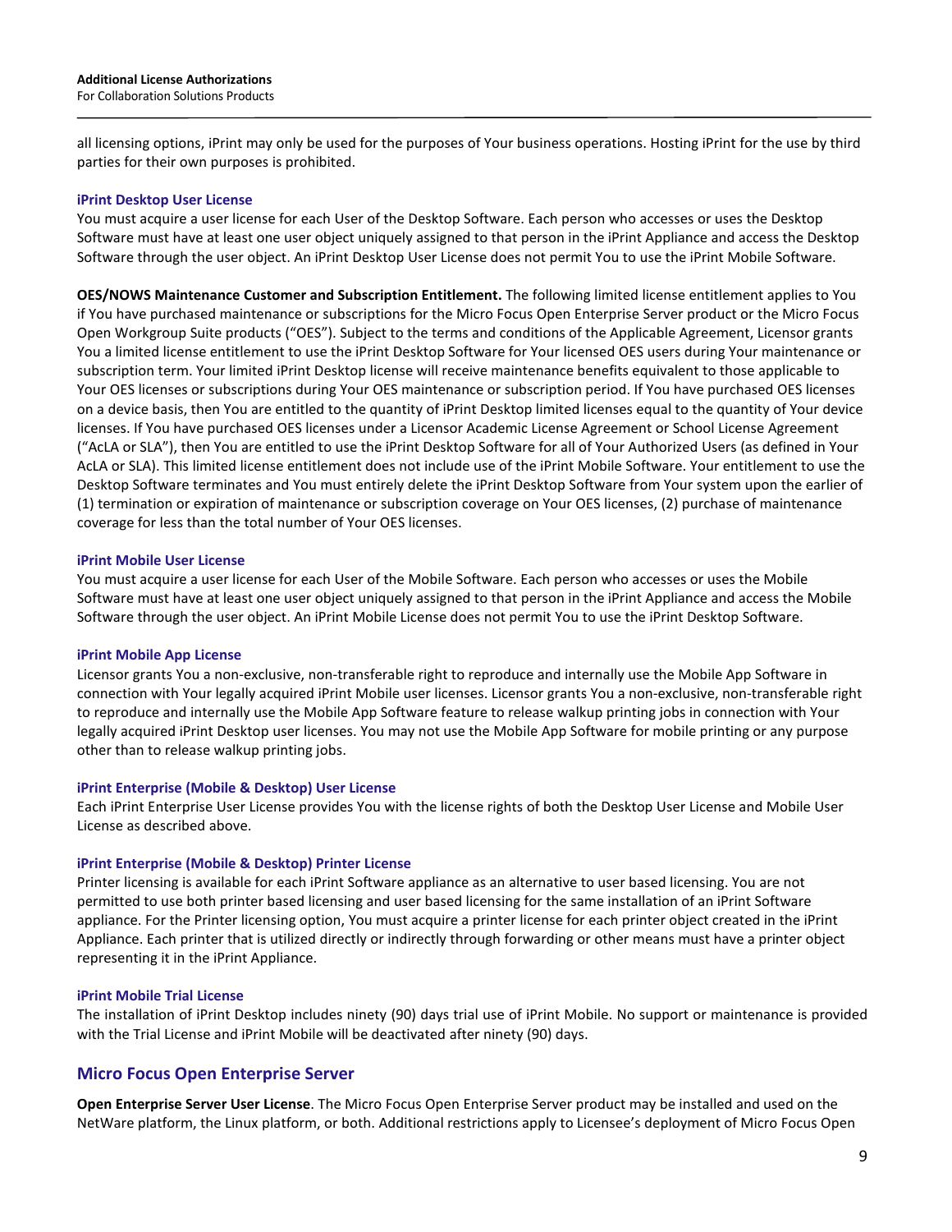all licensing options, iPrint may only be used for the purposes of Your business operations. Hosting iPrint for the use by third parties for their own purposes is prohibited.

### iPrint Desktop User License

You must acquire a user license for each User of the Desktop Software. Each person who accesses or uses the Desktop Software must have at least one user object uniquely assigned to that person in the iPrint Appliance and access the Desktop Software through the user object. An iPrint Desktop User License does not permit You to use the iPrint Mobile Software.

**OES/NOWS Maintenance Customer and Subscription Entitlement.** The following limited license entitlement applies to You if You have purchased maintenance or subscriptions for the Micro Focus Open Enterprise Server product or the Micro Focus Open Workgroup Suite products ("OES"). Subject to the terms and conditions of the Applicable Agreement, Licensor grants You a limited license entitlement to use the iPrint Desktop Software for Your licensed OES users during Your maintenance or subscription term. Your limited iPrint Desktop license will receive maintenance benefits equivalent to those applicable to Your OES licenses or subscriptions during Your OES maintenance or subscription period. If You have purchased OES licenses on a device basis, then You are entitled to the quantity of iPrint Desktop limited licenses equal to the quantity of Your device licenses. If You have purchased OES licenses under a Licensor Academic License Agreement or School License Agreement ("AcLA or SLA"), then You are entitled to use the iPrint Desktop Software for all of Your Authorized Users (as defined in Your AcLA or SLA). This limited license entitlement does not include use of the iPrint Mobile Software. Your entitlement to use the Desktop Software terminates and You must entirely delete the iPrint Desktop Software from Your system upon the earlier of (1) termination or expiration of maintenance or subscription coverage on Your OES licenses, (2) purchase of maintenance coverage for less than the total number of Your OES licenses.

### iPrint Mobile User License

You must acquire a user license for each User of the Mobile Software. Each person who accesses or uses the Mobile Software must have at least one user object uniquely assigned to that person in the iPrint Appliance and access the Mobile Software through the user object. An iPrint Mobile License does not permit You to use the iPrint Desktop Software.

### iPrint Mobile App License

Licensor grants You a non-exclusive, non-transferable right to reproduce and internally use the Mobile App Software in connection with Your legally acquired iPrint Mobile user licenses. Licensor grants You a non-exclusive, non-transferable right to reproduce and internally use the Mobile App Software feature to release walkup printing jobs in connection with Your legally acquired iPrint Desktop user licenses. You may not use the Mobile App Software for mobile printing or any purpose other than to release walkup printing jobs.

### iPrint Enterprise (Mobile & Desktop) User License

Each iPrint Enterprise User License provides You with the license rights of both the Desktop User License and Mobile User License as described above.

### iPrint Enterprise (Mobile & Desktop) Printer License

Printer licensing is available for each iPrint Software appliance as an alternative to user based licensing. You are not permitted to use both printer based licensing and user based licensing for the same installation of an iPrint Software appliance. For the Printer licensing option, You must acquire a printer license for each printer object created in the iPrint Appliance. Each printer that is utilized directly or indirectly through forwarding or other means must have a printer object representing it in the iPrint Appliance.

### iPrint Mobile Trial License

The installation of iPrint Desktop includes ninety (90) days trial use of iPrint Mobile. No support or maintenance is provided with the Trial License and iPrint Mobile will be deactivated after ninety (90) days.

## Micro Focus Open Enterprise Server

**Open Enterprise Server User License**. The Micro Focus Open Enterprise Server product may be installed and used on the NetWare platform, the Linux platform, or both. Additional restrictions apply to Licensee's deployment of Micro Focus Open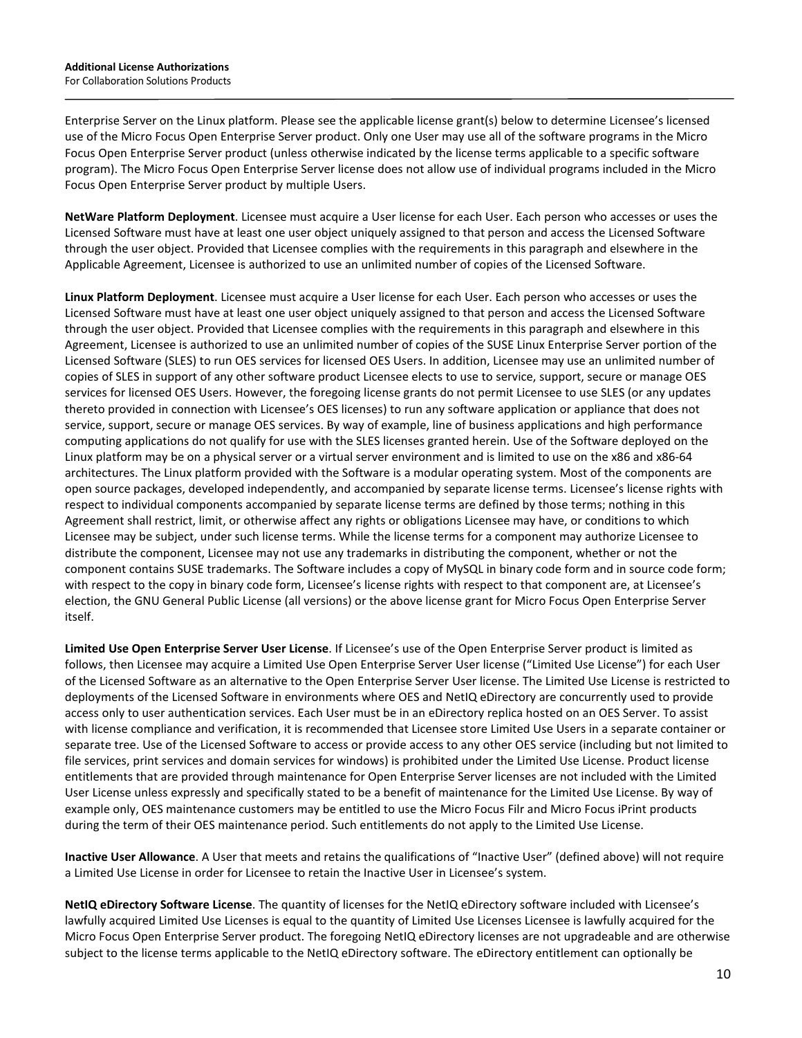Enterprise Server on the Linux platform. Please see the applicable license grant(s) below to determine Licensee's licensed use of the Micro Focus Open Enterprise Server product. Only one User may use all of the software programs in the Micro Focus Open Enterprise Server product (unless otherwise indicated by the license terms applicable to a specific software program). The Micro Focus Open Enterprise Server license does not allow use of individual programs included in the Micro Focus Open Enterprise Server product by multiple Users.

**NetWare Platform Deployment**. Licensee must acquire a User license for each User. Each person who accesses or uses the Licensed Software must have at least one user object uniquely assigned to that person and access the Licensed Software through the user object. Provided that Licensee complies with the requirements in this paragraph and elsewhere in the Applicable Agreement, Licensee is authorized to use an unlimited number of copies of the Licensed Software.

**Linux Platform Deployment**. Licensee must acquire a User license for each User. Each person who accesses or uses the Licensed Software must have at least one user object uniquely assigned to that person and access the Licensed Software through the user object. Provided that Licensee complies with the requirements in this paragraph and elsewhere in this Agreement, Licensee is authorized to use an unlimited number of copies of the SUSE Linux Enterprise Server portion of the Licensed Software (SLES) to run OES services for licensed OES Users. In addition, Licensee may use an unlimited number of copies of SLES in support of any other software product Licensee elects to use to service, support, secure or manage OES services for licensed OES Users. However, the foregoing license grants do not permit Licensee to use SLES (or any updates thereto provided in connection with Licensee's OES licenses) to run any software application or appliance that does not service, support, secure or manage OES services. By way of example, line of business applications and high performance computing applications do not qualify for use with the SLES licenses granted herein. Use of the Software deployed on the Linux platform may be on a physical server or a virtual server environment and is limited to use on the x86 and x86-64 architectures. The Linux platform provided with the Software is a modular operating system. Most of the components are open source packages, developed independently, and accompanied by separate license terms. Licensee's license rights with respect to individual components accompanied by separate license terms are defined by those terms; nothing in this Agreement shall restrict, limit, or otherwise affect any rights or obligations Licensee may have, or conditions to which Licensee may be subject, under such license terms. While the license terms for a component may authorize Licensee to distribute the component, Licensee may not use any trademarks in distributing the component, whether or not the component contains SUSE trademarks. The Software includes a copy of MySQL in binary code form and in source code form; with respect to the copy in binary code form, Licensee's license rights with respect to that component are, at Licensee's election, the GNU General Public License (all versions) or the above license grant for Micro Focus Open Enterprise Server itself.

**Limited Use Open Enterprise Server User License**. If Licensee's use of the Open Enterprise Server product is limited as follows, then Licensee may acquire a Limited Use Open Enterprise Server User license ("Limited Use License") for each User of the Licensed Software as an alternative to the Open Enterprise Server User license. The Limited Use License is restricted to deployments of the Licensed Software in environments where OES and NetIQ eDirectory are concurrently used to provide access only to user authentication services. Each User must be in an eDirectory replica hosted on an OES Server. To assist with license compliance and verification, it is recommended that Licensee store Limited Use Users in a separate container or separate tree. Use of the Licensed Software to access or provide access to any other OES service (including but not limited to file services, print services and domain services for windows) is prohibited under the Limited Use License. Product license entitlements that are provided through maintenance for Open Enterprise Server licenses are not included with the Limited User License unless expressly and specifically stated to be a benefit of maintenance for the Limited Use License. By way of example only, OES maintenance customers may be entitled to use the Micro Focus Filr and Micro Focus iPrint products during the term of their OES maintenance period. Such entitlements do not apply to the Limited Use License.

**Inactive User Allowance**. A User that meets and retains the qualifications of "Inactive User" (defined above) will not require a Limited Use License in order for Licensee to retain the Inactive User in Licensee's system.

**NetIQ eDirectory Software License**. The quantity of licenses for the NetIQ eDirectory software included with Licensee's lawfully acquired Limited Use Licenses is equal to the quantity of Limited Use Licenses Licensee is lawfully acquired for the Micro Focus Open Enterprise Server product. The foregoing NetIQ eDirectory licenses are not upgradeable and are otherwise subject to the license terms applicable to the NetIQ eDirectory software. The eDirectory entitlement can optionally be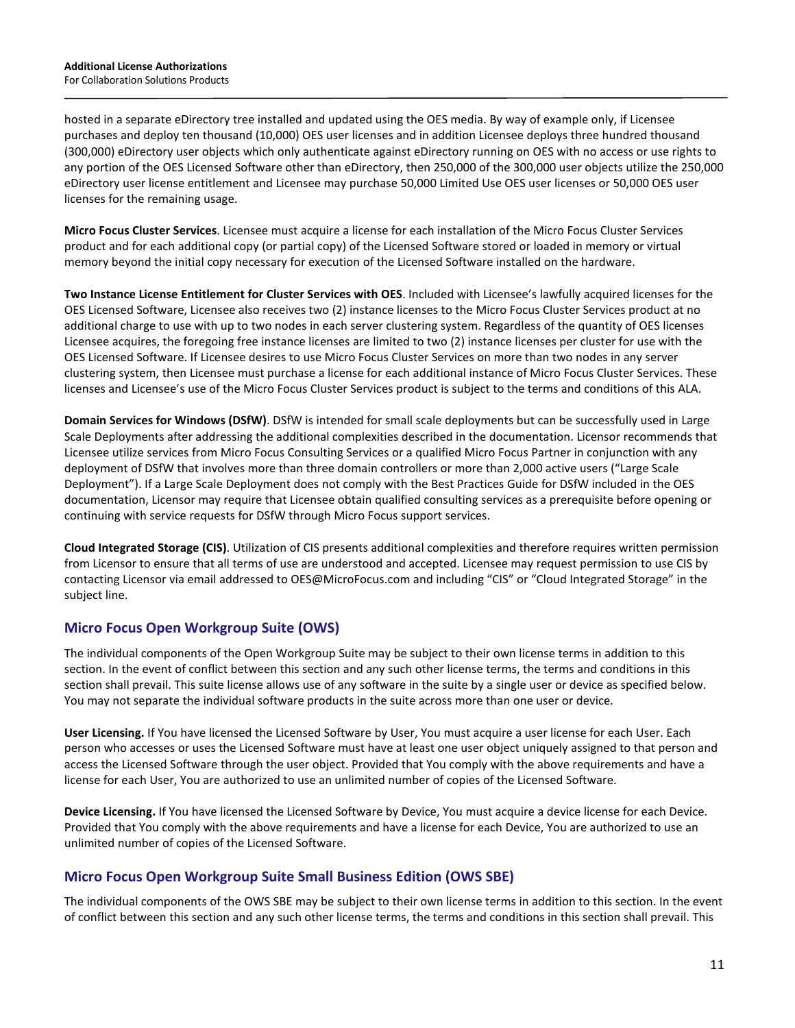hosted in a separate eDirectory tree installed and updated using the OES media. By way of example only, if Licensee purchases and deploy ten thousand (10,000) OES user licenses and in addition Licensee deploys three hundred thousand (300,000) eDirectory user objects which only authenticate against eDirectory running on OES with no access or use rights to any portion of the OES Licensed Software other than eDirectory, then 250,000 of the 300,000 user objects utilize the 250,000 eDirectory user license entitlement and Licensee may purchase 50,000 Limited Use OES user licenses or 50,000 OES user licenses for the remaining usage.

**Micro Focus Cluster Services**. Licensee must acquire a license for each installation of the Micro Focus Cluster Services product and for each additional copy (or partial copy) of the Licensed Software stored or loaded in memory or virtual memory beyond the initial copy necessary for execution of the Licensed Software installed on the hardware.

**Two Instance License Entitlement for Cluster Services with OES**. Included with Licensee's lawfully acquired licenses for the OES Licensed Software, Licensee also receives two (2) instance licenses to the Micro Focus Cluster Services product at no additional charge to use with up to two nodes in each server clustering system. Regardless of the quantity of OES licenses Licensee acquires, the foregoing free instance licenses are limited to two (2) instance licenses per cluster for use with the OES Licensed Software. If Licensee desires to use Micro Focus Cluster Services on more than two nodes in any server clustering system, then Licensee must purchase a license for each additional instance of Micro Focus Cluster Services. These licenses and Licensee's use of the Micro Focus Cluster Services product is subject to the terms and conditions of this ALA.

**Domain Services for Windows (DSfW)**. DSfW is intended for small scale deployments but can be successfully used in Large Scale Deployments after addressing the additional complexities described in the documentation. Licensor recommends that Licensee utilize services from Micro Focus Consulting Services or a qualified Micro Focus Partner in conjunction with any deployment of DSfW that involves more than three domain controllers or more than 2,000 active users ("Large Scale Deployment"). If a Large Scale Deployment does not comply with the Best Practices Guide for DSfW included in the OES documentation, Licensor may require that Licensee obtain qualified consulting services as a prerequisite before opening or continuing with service requests for DSfW through Micro Focus support services.

**Cloud Integrated Storage (CIS)**. Utilization of CIS presents additional complexities and therefore requires written permission from Licensor to ensure that all terms of use are understood and accepted. Licensee may request permission to use CIS by contacting Licensor via email addressed to OES@MicroFocus.com and including "CIS" or "Cloud Integrated Storage" in the subject line.

## Micro Focus Open Workgroup Suite (OWS)

The individual components of the Open Workgroup Suite may be subject to their own license terms in addition to this section. In the event of conflict between this section and any such other license terms, the terms and conditions in this section shall prevail. This suite license allows use of any software in the suite by a single user or device as specified below. You may not separate the individual software products in the suite across more than one user or device.

**User Licensing.** If You have licensed the Licensed Software by User, You must acquire a user license for each User. Each person who accesses or uses the Licensed Software must have at least one user object uniquely assigned to that person and access the Licensed Software through the user object. Provided that You comply with the above requirements and have a license for each User, You are authorized to use an unlimited number of copies of the Licensed Software.

**Device Licensing.** If You have licensed the Licensed Software by Device, You must acquire a device license for each Device. Provided that You comply with the above requirements and have a license for each Device, You are authorized to use an unlimited number of copies of the Licensed Software.

## Micro Focus Open Workgroup Suite Small Business Edition (OWS SBE)

The individual components of the OWS SBE may be subject to their own license terms in addition to this section. In the event of conflict between this section and any such other license terms, the terms and conditions in this section shall prevail. This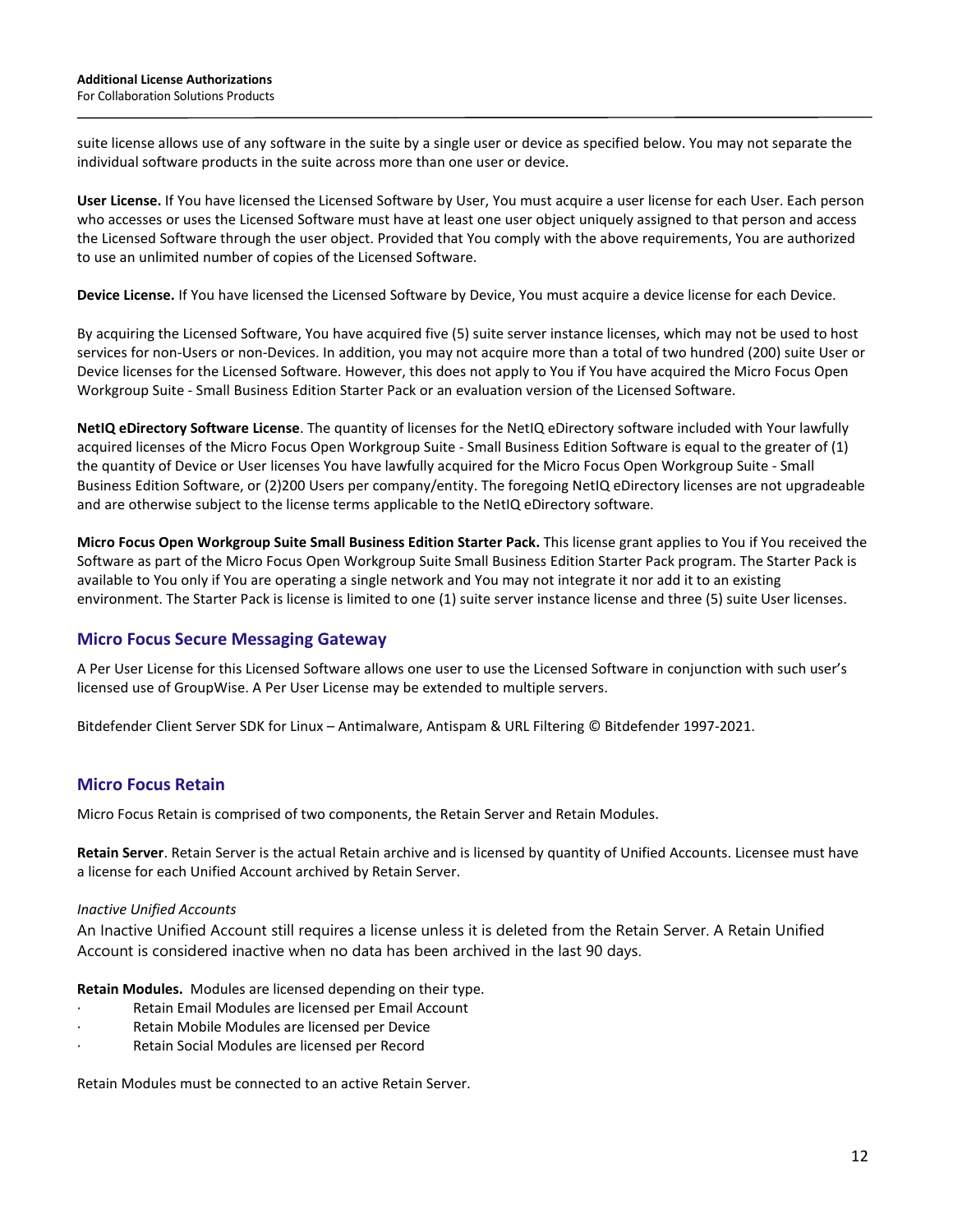suite license allows use of any software in the suite by a single user or device as specified below. You may not separate the individual software products in the suite across more than one user or device.

**User License.** If You have licensed the Licensed Software by User, You must acquire a user license for each User. Each person who accesses or uses the Licensed Software must have at least one user object uniquely assigned to that person and access the Licensed Software through the user object. Provided that You comply with the above requirements, You are authorized to use an unlimited number of copies of the Licensed Software.

**Device License.** If You have licensed the Licensed Software by Device, You must acquire a device license for each Device.

By acquiring the Licensed Software, You have acquired five (5) suite server instance licenses, which may not be used to host services for non-Users or non-Devices. In addition, you may not acquire more than a total of two hundred (200) suite User or Device licenses for the Licensed Software. However, this does not apply to You if You have acquired the Micro Focus Open Workgroup Suite - Small Business Edition Starter Pack or an evaluation version of the Licensed Software.

**NetIQ eDirectory Software License**. The quantity of licenses for the NetIQ eDirectory software included with Your lawfully acquired licenses of the Micro Focus Open Workgroup Suite - Small Business Edition Software is equal to the greater of (1) the quantity of Device or User licenses You have lawfully acquired for the Micro Focus Open Workgroup Suite - Small Business Edition Software, or (2)200 Users per company/entity. The foregoing NetIQ eDirectory licenses are not upgradeable and are otherwise subject to the license terms applicable to the NetIQ eDirectory software.

**Micro Focus Open Workgroup Suite Small Business Edition Starter Pack.** This license grant applies to You if You received the Software as part of the Micro Focus Open Workgroup Suite Small Business Edition Starter Pack program. The Starter Pack is available to You only if You are operating a single network and You may not integrate it nor add it to an existing environment. The Starter Pack is license is limited to one (1) suite server instance license and three (5) suite User licenses.

## Micro Focus Secure Messaging Gateway

A Per User License for this Licensed Software allows one user to use the Licensed Software in conjunction with such user's licensed use of GroupWise. A Per User License may be extended to multiple servers.

Bitdefender Client Server SDK for Linux – Antimalware, Antispam & URL Filtering © Bitdefender 1997-2021.

## Micro Focus Retain

Micro Focus Retain is comprised of two components, the Retain Server and Retain Modules.

**Retain Server**. Retain Server is the actual Retain archive and is licensed by quantity of Unified Accounts. Licensee must have a license for each Unified Account archived by Retain Server.

*Inactive Unified Accounts*

An Inactive Unified Account still requires a license unless it is deleted from the Retain Server. A Retain Unified Account is considered inactive when no data has been archived in the last 90 days.

**Retain Modules.** Modules are licensed depending on their type.

- Retain Email Modules are licensed per Email Account
- Retain Mobile Modules are licensed per Device
- Retain Social Modules are licensed per Record

Retain Modules must be connected to an active Retain Server.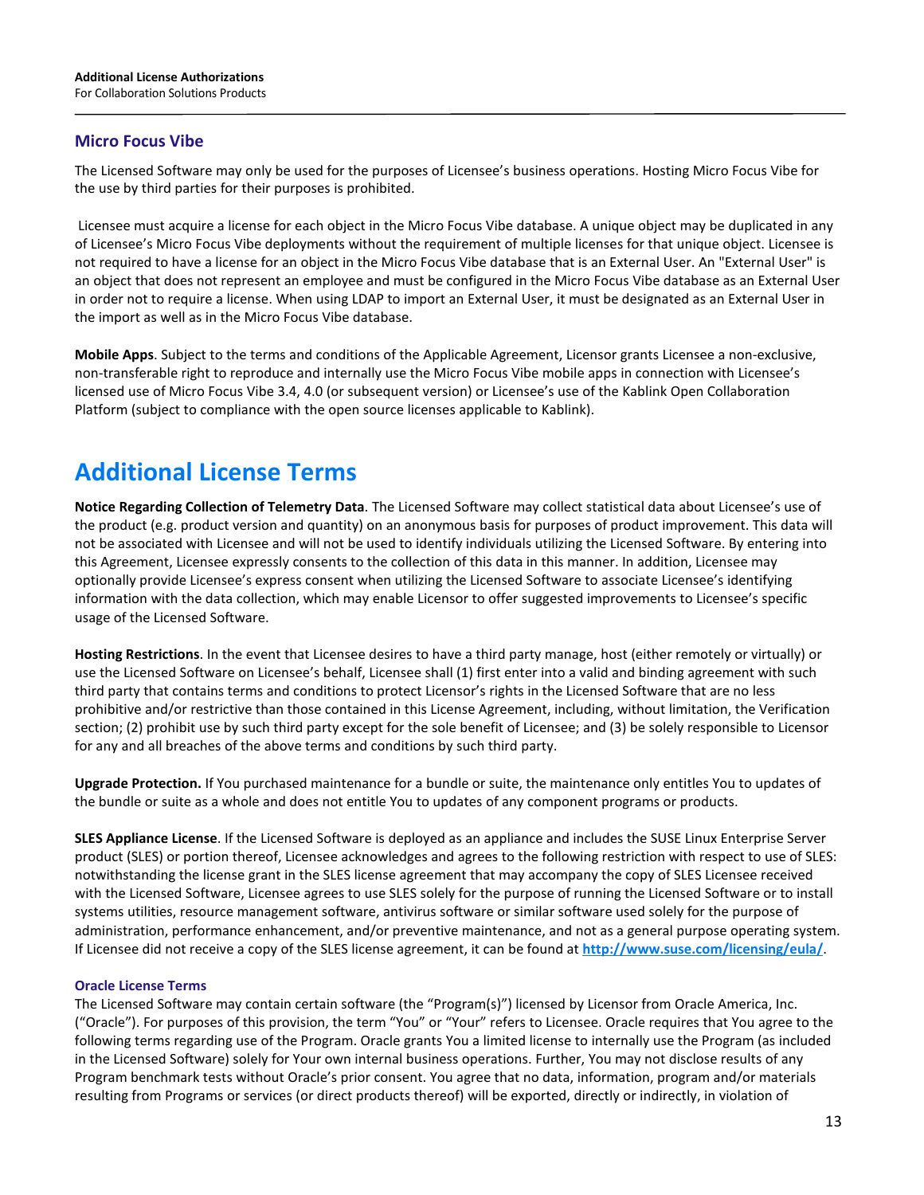## Micro Focus Vibe

The Licensed Software may only be used for the purposes of Licensee's business operations. Hosting Micro Focus Vibe for the use by third parties for their purposes is prohibited.

Licensee must acquire a license for each object in the Micro Focus Vibe database. A unique object may be duplicated in any of Licensee's Micro Focus Vibe deployments without the requirement of multiple licenses for that unique object. Licensee is not required to have a license for an object in the Micro Focus Vibe database that is an External User. An "External User" is an object that does not represent an employee and must be configured in the Micro Focus Vibe database as an External User in order not to require a license. When using LDAP to import an External User, it must be designated as an External User in the import as well as in the Micro Focus Vibe database.

**Mobile Apps**. Subject to the terms and conditions of the Applicable Agreement, Licensor grants Licensee a non-exclusive, non-transferable right to reproduce and internally use the Micro Focus Vibe mobile apps in connection with Licensee's licensed use of Micro Focus Vibe 3.4, 4.0 (or subsequent version) or Licensee's use of the Kablink Open Collaboration Platform (subject to compliance with the open source licenses applicable to Kablink).

# Additional License Terms

**Notice Regarding Collection of Telemetry Data**. The Licensed Software may collect statistical data about Licensee's use of the product (e.g. product version and quantity) on an anonymous basis for purposes of product improvement. This data will not be associated with Licensee and will not be used to identify individuals utilizing the Licensed Software. By entering into this Agreement, Licensee expressly consents to the collection of this data in this manner. In addition, Licensee may optionally provide Licensee's express consent when utilizing the Licensed Software to associate Licensee's identifying information with the data collection, which may enable Licensor to offer suggested improvements to Licensee's specific usage of the Licensed Software.

**Hosting Restrictions**. In the event that Licensee desires to have a third party manage, host (either remotely or virtually) or use the Licensed Software on Licensee's behalf, Licensee shall (1) first enter into a valid and binding agreement with such third party that contains terms and conditions to protect Licensor's rights in the Licensed Software that are no less prohibitive and/or restrictive than those contained in this License Agreement, including, without limitation, the Verification section; (2) prohibit use by such third party except for the sole benefit of Licensee; and (3) be solely responsible to Licensor for any and all breaches of the above terms and conditions by such third party.

**Upgrade Protection.** If You purchased maintenance for a bundle or suite, the maintenance only entitles You to updates of the bundle or suite as a whole and does not entitle You to updates of any component programs or products.

**SLES Appliance License**. If the Licensed Software is deployed as an appliance and includes the SUSE Linux Enterprise Server product (SLES) or portion thereof, Licensee acknowledges and agrees to the following restriction with respect to use of SLES: notwithstanding the license grant in the SLES license agreement that may accompany the copy of SLES Licensee received with the Licensed Software, Licensee agrees to use SLES solely for the purpose of running the Licensed Software or to install systems utilities, resource management software, antivirus software or similar software used solely for the purpose of administration, performance enhancement, and/or preventive maintenance, and not as a general purpose operating system. If Licensee did not receive a copy of the SLES license agreement, it can be found at [http://www.suse.com/licensing/eula/](http://www.suse.com/licensing/eula/).

### Oracle License Terms

The Licensed Software may contain certain software (the "Program(s)") licensed by Licensor from Oracle America, Inc. ("Oracle"). For purposes of this provision, the term "You" or "Your" refers to Licensee. Oracle requires that You agree to the following terms regarding use of the Program. Oracle grants You a limited license to internally use the Program (as included in the Licensed Software) solely for Your own internal business operations. Further, You may not disclose results of any Program benchmark tests without Oracle's prior consent. You agree that no data, information, program and/or materials resulting from Programs or services (or direct products thereof) will be exported, directly or indirectly, in violation of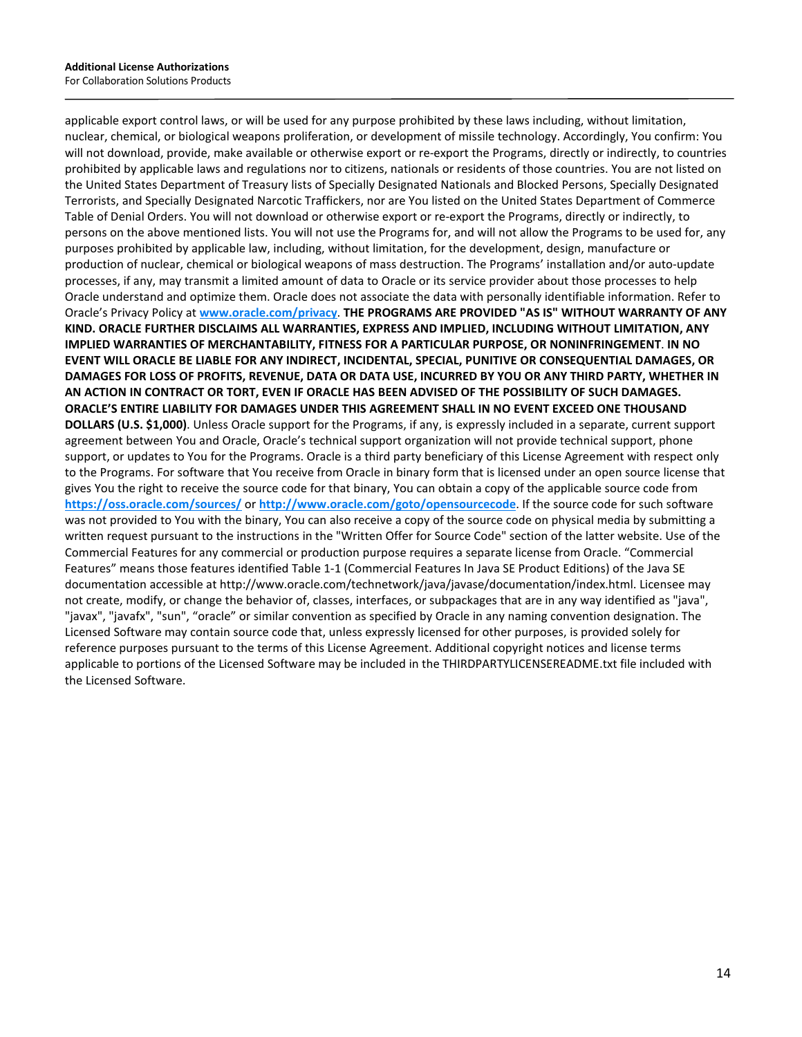applicable export control laws, or will be used for any purpose prohibited by these laws including, without limitation, nuclear, chemical, or biological weapons proliferation, or development of missile technology. Accordingly, You confirm: You will not download, provide, make available or otherwise export or re-export the Programs, directly or indirectly, to countries prohibited by applicable laws and regulations nor to citizens, nationals or residents of those countries. You are not listed on the United States Department of Treasury lists of Specially Designated Nationals and Blocked Persons, Specially Designated Terrorists, and Specially Designated Narcotic Traffickers, nor are You listed on the United States Department of Commerce Table of Denial Orders. You will not download or otherwise export or re-export the Programs, directly or indirectly, to persons on the above mentioned lists. You will not use the Programs for, and will not allow the Programs to be used for, any purposes prohibited by applicable law, including, without limitation, for the development, design, manufacture or production of nuclear, chemical or biological weapons of mass destruction. The Programs' installation and/or auto-update processes, if any, may transmit a limited amount of data to Oracle or its service provider about those processes to help Oracle understand and optimize them. Oracle does not associate the data with personally identifiable information. Refer to Oracle's Privacy Policy at [www.oracle.com/privacy](http://www.oracle.com/privacy). **THE PROGRAMS ARE PROVIDED "AS IS" WITHOUT WARRANTY OF ANY KIND. ORACLE FURTHER DISCLAIMS ALL WARRANTIES, EXPRESS AND IMPLIED, INCLUDING WITHOUT LIMITATION, ANY IMPLIED WARRANTIES OF MERCHANTABILITY, FITNESS FOR A PARTICULAR PURPOSE, OR NONINFRINGEMENT**. **IN NO EVENT WILL ORACLE BE LIABLE FOR ANY INDIRECT, INCIDENTAL, SPECIAL, PUNITIVE OR CONSEQUENTIAL DAMAGES, OR DAMAGES FOR LOSS OF PROFITS, REVENUE, DATA OR DATA USE, INCURRED BY YOU OR ANY THIRD PARTY, WHETHER IN AN ACTION IN CONTRACT OR TORT, EVEN IF ORACLE HAS BEEN ADVISED OF THE POSSIBILITY OF SUCH DAMAGES. ORACLE'S ENTIRE LIABILITY FOR DAMAGES UNDER THIS AGREEMENT SHALL IN NO EVENT EXCEED ONE THOUSAND DOLLARS (U.S. $1,000)**. Unless Oracle support for the Programs, if any, is expressly included in a separate, current support agreement between You and Oracle, Oracle's technical support organization will not provide technical support, phone support, or updates to You for the Programs. Oracle is a third party beneficiary of this License Agreement with respect only to the Programs. For software that You receive from Oracle in binary form that is licensed under an open source license that gives You the right to receive the source code for that binary, You can obtain a copy of the applicable source code from [https://oss.oracle.com/sources/](https://oss.oracle.com/sources/) or [http://www.oracle.com/goto/opensourcecode](http://www.oracle.com/goto/opensourcecode). If the source code for such software was not provided to You with the binary, You can also receive a copy of the source code on physical media by submitting a written request pursuant to the instructions in the "Written Offer for Source Code" section of the latter website. Use of the Commercial Features for any commercial or production purpose requires a separate license from Oracle. "Commercial Features" means those features identified Table 1-1 (Commercial Features In Java SE Product Editions) of the Java SE documentation accessible at http://www.oracle.com/technetwork/java/javase/documentation/index.html. Licensee may not create, modify, or change the behavior of, classes, interfaces, or subpackages that are in any way identified as "java", "javax", "javafx", "sun", "oracle" or similar convention as specified by Oracle in any naming convention designation. The Licensed Software may contain source code that, unless expressly licensed for other purposes, is provided solely for reference purposes pursuant to the terms of this License Agreement. Additional copyright notices and license terms applicable to portions of the Licensed Software may be included in the THIRDPARTYLICENSEREADME.txt file included with the Licensed Software.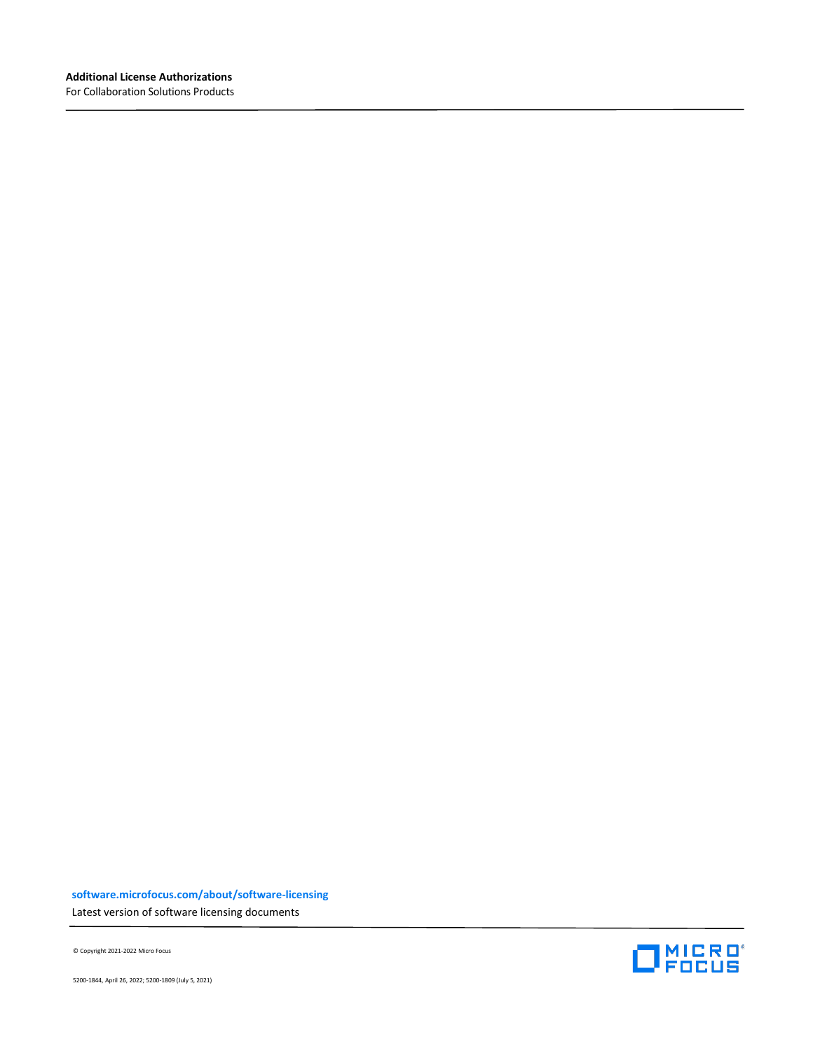**Additional License Authorizations**

For Collaboration Solutions Products

**software.microfocus.com/about/software-licensing**

Latest version of software licensing documents

© Copyright 2021-2022 Micro Focus

5200-1844, April 26, 2022; 5200-1809 (July 5, 2021)